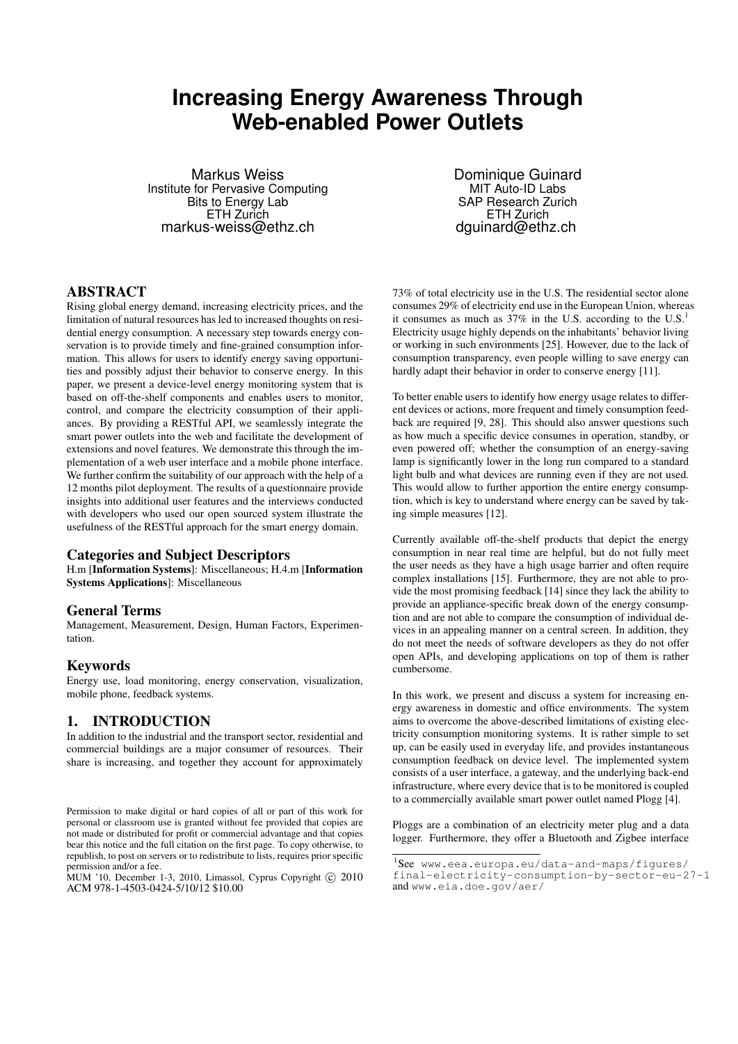# Increasing Energy Awareness Through Web-enabled Power Outlets

Markus Weiss
Institute for Pervasive Computing
Bits to Energy Lab
ETH Zurich
markus-weiss@ethz.ch

Dominique Guinard
MIT Auto-ID Labs
SAP Research Zurich
ETH Zurich
dguinard@ethz.ch

## ABSTRACT

Rising global energy demand, increasing electricity prices, and the limitation of natural resources has led to increased thoughts on residential energy consumption. A necessary step towards energy conservation is to provide timely and fine-grained consumption information. This allows for users to identify energy saving opportunities and possibly adjust their behavior to conserve energy. In this paper, we present a device-level energy monitoring system that is based on off-the-shelf components and enables users to monitor, control, and compare the electricity consumption of their appliances. By providing a RESTful API, we seamlessly integrate the smart power outlets into the web and facilitate the development of extensions and novel features. We demonstrate this through the implementation of a web user interface and a mobile phone interface. We further confirm the suitability of our approach with the help of a 12 months pilot deployment. The results of a questionnaire provide insights into additional user features and the interviews conducted with developers who used our open sourced system illustrate the usefulness of the RESTful approach for the smart energy domain.

### Categories and Subject Descriptors

H.m [**Information Systems**]: Miscellaneous; H.4.m [**Information Systems Applications**]: Miscellaneous

### General Terms

Management, Measurement, Design, Human Factors, Experimentation.

### Keywords

Energy use, load monitoring, energy conservation, visualization, mobile phone, feedback systems.

## 1. INTRODUCTION

In addition to the industrial and the transport sector, residential and commercial buildings are a major consumer of resources. Their share is increasing, and together they account for approximately 73% of total electricity use in the U.S. The residential sector alone consumes 29% of electricity end use in the European Union, whereas it consumes as much as 37% in the U.S. according to the U.S.[1] Electricity usage highly depends on the inhabitants' behavior living or working in such environments [25]. However, due to the lack of consumption transparency, even people willing to save energy can hardly adapt their behavior in order to conserve energy [11].

To better enable users to identify how energy usage relates to different devices or actions, more frequent and timely consumption feedback are required [9, 28]. This should also answer questions such as how much a specific device consumes in operation, standby, or even powered off; whether the consumption of an energy-saving lamp is significantly lower in the long run compared to a standard light bulb and what devices are running even if they are not used. This would allow to further apportion the entire energy consumption, which is key to understand where energy can be saved by taking simple measures [12].

Currently available off-the-shelf products that depict the energy consumption in near real time are helpful, but do not fully meet the user needs as they have a high usage barrier and often require complex installations [15]. Furthermore, they are not able to provide the most promising feedback [14] since they lack the ability to provide an appliance-specific break down of the energy consumption and are not able to compare the consumption of individual devices in an appealing manner on a central screen. In addition, they do not meet the needs of software developers as they do not offer open APIs, and developing applications on top of them is rather cumbersome.

In this work, we present and discuss a system for increasing energy awareness in domestic and office environments. The system aims to overcome the above-described limitations of existing electricity consumption monitoring systems. It is rather simple to set up, can be easily used in everyday life, and provides instantaneous consumption feedback on device level. The implemented system consists of a user interface, a gateway, and the underlying back-end infrastructure, where every device that is to be monitored is coupled to a commercially available smart power outlet named Plogg [4].

Ploggs are a combination of an electricity meter plug and a data logger. Furthermore, they offer a Bluetooth and Zigbee interface

[1]See www.eea.europa.eu/data-and-maps/figures/final-electricity-consumption-by-sector-eu-27-1 and www.eia.doe.gov/aer/

Permission to make digital or hard copies of all or part of this work for personal or classroom use is granted without fee provided that copies are not made or distributed for profit or commercial advantage and that copies bear this notice and the full citation on the first page. To copy otherwise, to republish, to post on servers or to redistribute to lists, requires prior specific permission and/or a fee.
MUM '10, December 1-3, 2010, Limassol, Cyprus Copyright © 2010 ACM 978-1-4503-0424-5/10/12 $10.00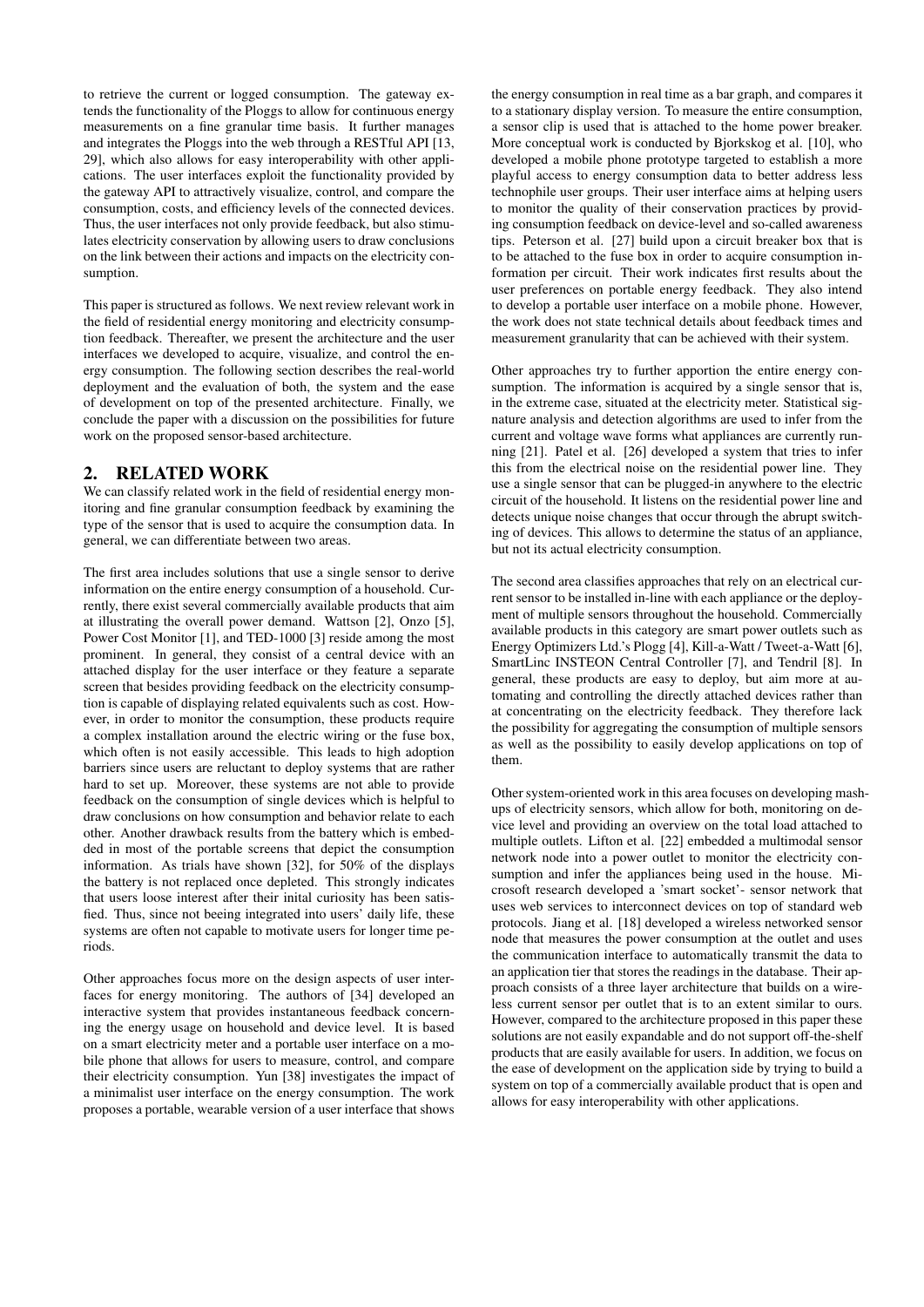to retrieve the current or logged consumption. The gateway extends the functionality of the Ploggs to allow for continuous energy measurements on a fine granular time basis. It further manages and integrates the Ploggs into the web through a RESTful API [13, 29], which also allows for easy interoperability with other applications. The user interfaces exploit the functionality provided by the gateway API to attractively visualize, control, and compare the consumption, costs, and efficiency levels of the connected devices. Thus, the user interfaces not only provide feedback, but also stimulates electricity conservation by allowing users to draw conclusions on the link between their actions and impacts on the electricity consumption.

This paper is structured as follows. We next review relevant work in the field of residential energy monitoring and electricity consumption feedback. Thereafter, we present the architecture and the user interfaces we developed to acquire, visualize, and control the energy consumption. The following section describes the real-world deployment and the evaluation of both, the system and the ease of development on top of the presented architecture. Finally, we conclude the paper with a discussion on the possibilities for future work on the proposed sensor-based architecture.

## 2. RELATED WORK

We can classify related work in the field of residential energy monitoring and fine granular consumption feedback by examining the type of the sensor that is used to acquire the consumption data. In general, we can differentiate between two areas.

The first area includes solutions that use a single sensor to derive information on the entire energy consumption of a household. Currently, there exist several commercially available products that aim at illustrating the overall power demand. Wattson [2], Onzo [5], Power Cost Monitor [1], and TED-1000 [3] reside among the most prominent. In general, they consist of a central device with an attached display for the user interface or they feature a separate screen that besides providing feedback on the electricity consumption is capable of displaying related equivalents such as cost. However, in order to monitor the consumption, these products require a complex installation around the electric wiring or the fuse box, which often is not easily accessible. This leads to high adoption barriers since users are reluctant to deploy systems that are rather hard to set up. Moreover, these systems are not able to provide feedback on the consumption of single devices which is helpful to draw conclusions on how consumption and behavior relate to each other. Another drawback results from the battery which is embedded in most of the portable screens that depict the consumption information. As trials have shown [32], for 50% of the displays the battery is not replaced once depleted. This strongly indicates that users loose interest after their inital curiosity has been satisfied. Thus, since not beeing integrated into users' daily life, these systems are often not capable to motivate users for longer time periods.

Other approaches focus more on the design aspects of user interfaces for energy monitoring. The authors of [34] developed an interactive system that provides instantaneous feedback concerning the energy usage on household and device level. It is based on a smart electricity meter and a portable user interface on a mobile phone that allows for users to measure, control, and compare their electricity consumption. Yun [38] investigates the impact of a minimalist user interface on the energy consumption. The work proposes a portable, wearable version of a user interface that shows the energy consumption in real time as a bar graph, and compares it to a stationary display version. To measure the entire consumption, a sensor clip is used that is attached to the home power breaker. More conceptual work is conducted by Bjorkskog et al. [10], who developed a mobile phone prototype targeted to establish a more playful access to energy consumption data to better address less technophile user groups. Their user interface aims at helping users to monitor the quality of their conservation practices by providing consumption feedback on device-level and so-called awareness tips. Peterson et al. [27] build upon a circuit breaker box that is to be attached to the fuse box in order to acquire consumption information per circuit. Their work indicates first results about the user preferences on portable energy feedback. They also intend to develop a portable user interface on a mobile phone. However, the work does not state technical details about feedback times and measurement granularity that can be achieved with their system.

Other approaches try to further apportion the entire energy consumption. The information is acquired by a single sensor that is, in the extreme case, situated at the electricity meter. Statistical signature analysis and detection algorithms are used to infer from the current and voltage wave forms what appliances are currently running [21]. Patel et al. [26] developed a system that tries to infer this from the electrical noise on the residential power line. They use a single sensor that can be plugged-in anywhere to the electric circuit of the household. It listens on the residential power line and detects unique noise changes that occur through the abrupt switching of devices. This allows to determine the status of an appliance, but not its actual electricity consumption.

The second area classifies approaches that rely on an electrical current sensor to be installed in-line with each appliance or the deployment of multiple sensors throughout the household. Commercially available products in this category are smart power outlets such as Energy Optimizers Ltd.'s Plogg [4], Kill-a-Watt / Tweet-a-Watt [6], SmartLinc INSTEON Central Controller [7], and Tendril [8]. In general, these products are easy to deploy, but aim more at automating and controlling the directly attached devices rather than at concentrating on the electricity feedback. They therefore lack the possibility for aggregating the consumption of multiple sensors as well as the possibility to easily develop applications on top of them.

Other system-oriented work in this area focuses on developing mashups of electricity sensors, which allow for both, monitoring on device level and providing an overview on the total load attached to multiple outlets. Lifton et al. [22] embedded a multimodal sensor network node into a power outlet to monitor the electricity consumption and infer the appliances being used in the house. Microsoft research developed a 'smart socket'- sensor network that uses web services to interconnect devices on top of standard web protocols. Jiang et al. [18] developed a wireless networked sensor node that measures the power consumption at the outlet and uses the communication interface to automatically transmit the data to an application tier that stores the readings in the database. Their approach consists of a three layer architecture that builds on a wireless current sensor per outlet that is to an extent similar to ours. However, compared to the architecture proposed in this paper these solutions are not easily expandable and do not support off-the-shelf products that are easily available for users. In addition, we focus on the ease of development on the application side by trying to build a system on top of a commercially available product that is open and allows for easy interoperability with other applications.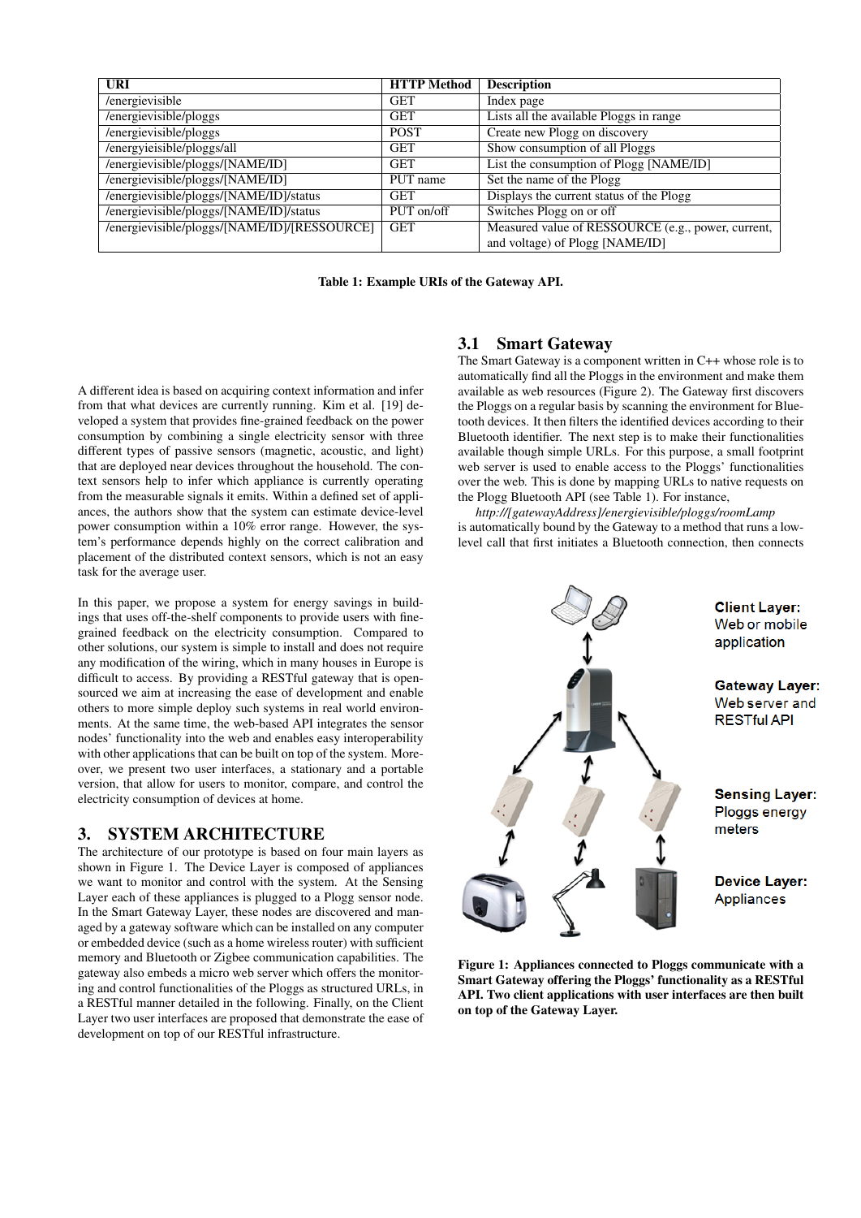| URI | HTTP Method | Description |
|---|---|---|
| /energievisible | GET | Index page |
| /energievisible/ploggs | GET | Lists all the available Ploggs in range |
| /energievisible/ploggs | POST | Create new Plogg on discovery |
| /energyieisible/ploggs/all | GET | Show consumption of all Ploggs |
| /energievisible/ploggs/[NAME/ID] | GET | List the consumption of Plogg [NAME/ID] |
| /energievisible/ploggs/[NAME/ID] | PUT name | Set the name of the Plogg |
| /energievisible/ploggs/[NAME/ID]/status | GET | Displays the current status of the Plogg |
| /energievisible/ploggs/[NAME/ID]/status | PUT on/off | Switches Plogg on or off |
| /energievisible/ploggs/[NAME/ID]/[RESSOURCE] | GET | Measured value of RESSOURCE (e.g., power, current, and voltage) of Plogg [NAME/ID] |

**Table 1: Example URIs of the Gateway API.**

A different idea is based on acquiring context information and infer from that what devices are currently running. Kim et al. [19] developed a system that provides fine-grained feedback on the power consumption by combining a single electricity sensor with three different types of passive sensors (magnetic, acoustic, and light) that are deployed near devices throughout the household. The context sensors help to infer which appliance is currently operating from the measurable signals it emits. Within a defined set of appliances, the authors show that the system can estimate device-level power consumption within a 10% error range. However, the system's performance depends highly on the correct calibration and placement of the distributed context sensors, which is not an easy task for the average user.

In this paper, we propose a system for energy savings in buildings that uses off-the-shelf components to provide users with fine-grained feedback on the electricity consumption. Compared to other solutions, our system is simple to install and does not require any modification of the wiring, which in many houses in Europe is difficult to access. By providing a RESTful gateway that is open-sourced we aim at increasing the ease of development and enable others to more simple deploy such systems in real world environments. At the same time, the web-based API integrates the sensor nodes' functionality into the web and enables easy interoperability with other applications that can be built on top of the system. Moreover, we present two user interfaces, a stationary and a portable version, that allow for users to monitor, compare, and control the electricity consumption of devices at home.

## 3. SYSTEM ARCHITECTURE

The architecture of our prototype is based on four main layers as shown in Figure 1. The Device Layer is composed of appliances we want to monitor and control with the system. At the Sensing Layer each of these appliances is plugged to a Plogg sensor node. In the Smart Gateway Layer, these nodes are discovered and managed by a gateway software which can be installed on any computer or embedded device (such as a home wireless router) with sufficient memory and Bluetooth or Zigbee communication capabilities. The gateway also embeds a micro web server which offers the monitoring and control functionalities of the Ploggs as structured URLs, in a RESTful manner detailed in the following. Finally, on the Client Layer two user interfaces are proposed that demonstrate the ease of development on top of our RESTful infrastructure.

### 3.1 Smart Gateway

The Smart Gateway is a component written in C++ whose role is to automatically find all the Ploggs in the environment and make them available as web resources (Figure 2). The Gateway first discovers the Ploggs on a regular basis by scanning the environment for Bluetooth devices. It then filters the identified devices according to their Bluetooth identifier. The next step is to make their functionalities available though simple URLs. For this purpose, a small footprint web server is used to enable access to the Ploggs' functionalities over the web. This is done by mapping URLs to native requests on the Plogg Bluetooth API (see Table 1). For instance,

*http://[gatewayAddress]/energievisible/ploggs/roomLamp*

is automatically bound by the Gateway to a method that runs a low-level call that first initiates a Bluetooth connection, then connects

**Figure 1: Appliances connected to Ploggs communicate with a Smart Gateway offering the Ploggs' functionality as a RESTful API. Two client applications with user interfaces are then built on top of the Gateway Layer.**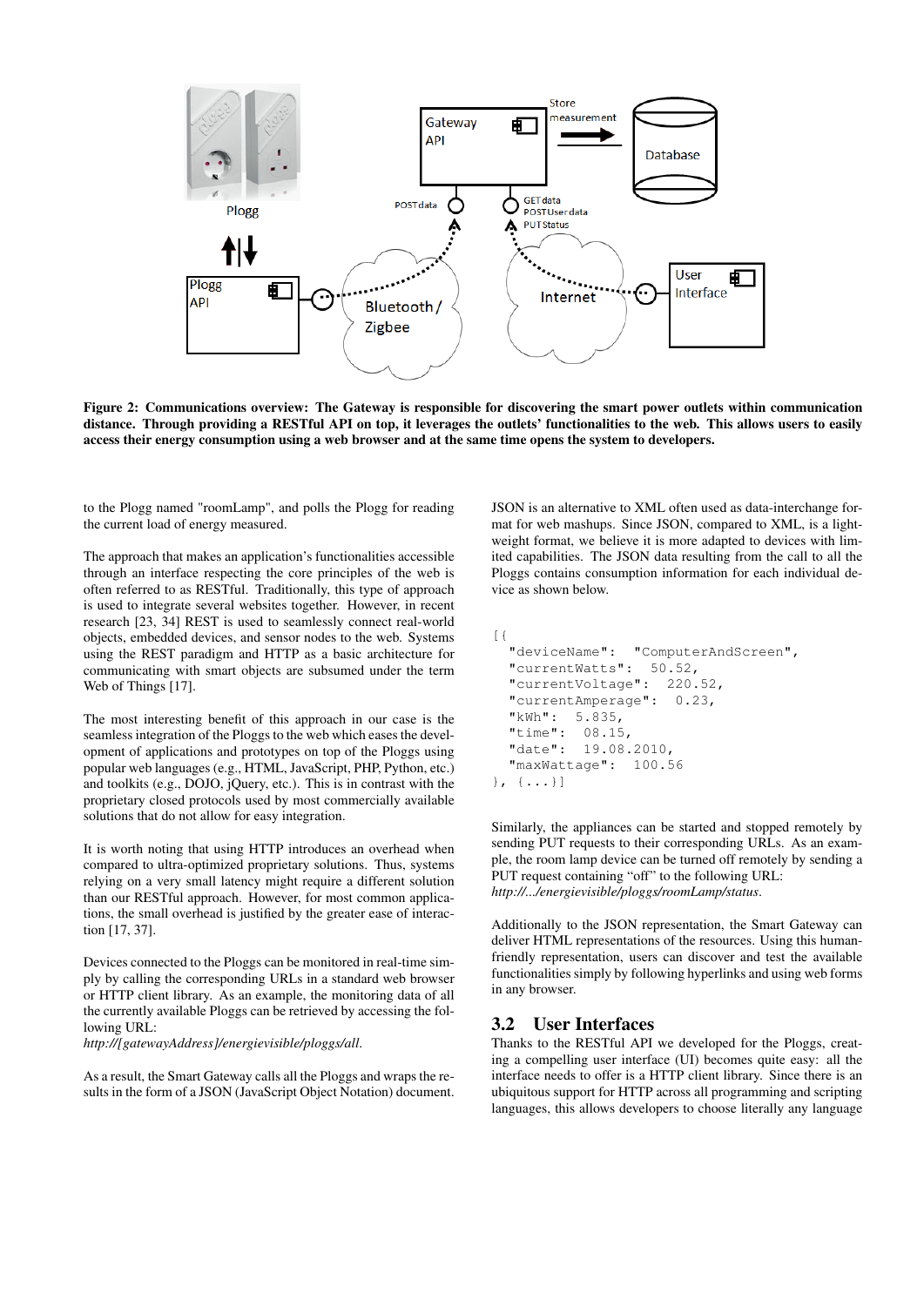Plogg

Plogg API

Bluetooth / Zigbee

POST data

Gateway API

Store measurement

Database

GET data
POST User data
PUT Status

Internet

User Interface

**Figure 2: Communications overview: The Gateway is responsible for discovering the smart power outlets within communication distance. Through providing a RESTful API on top, it leverages the outlets' functionalities to the web. This allows users to easily access their energy consumption using a web browser and at the same time opens the system to developers.**

to the Plogg named "roomLamp", and polls the Plogg for reading the current load of energy measured.

The approach that makes an application's functionalities accessible through an interface respecting the core principles of the web is often referred to as RESTful. Traditionally, this type of approach is used to integrate several websites together. However, in recent research [23, 34] REST is used to seamlessly connect real-world objects, embedded devices, and sensor nodes to the web. Systems using the REST paradigm and HTTP as a basic architecture for communicating with smart objects are subsumed under the term Web of Things [17].

The most interesting benefit of this approach in our case is the seamless integration of the Ploggs to the web which eases the development of applications and prototypes on top of the Ploggs using popular web languages (e.g., HTML, JavaScript, PHP, Python, etc.) and toolkits (e.g., DOJO, jQuery, etc.). This is in contrast with the proprietary closed protocols used by most commercially available solutions that do not allow for easy integration.

It is worth noting that using HTTP introduces an overhead when compared to ultra-optimized proprietary solutions. Thus, systems relying on a very small latency might require a different solution than our RESTful approach. However, for most common applications, the small overhead is justified by the greater ease of interaction [17, 37].

Devices connected to the Ploggs can be monitored in real-time simply by calling the corresponding URLs in a standard web browser or HTTP client library. As an example, the monitoring data of all the currently available Ploggs can be retrieved by accessing the following URL:
*http://[gatewayAddress]/energievisible/ploggs/all*.

As a result, the Smart Gateway calls all the Ploggs and wraps the results in the form of a JSON (JavaScript Object Notation) document. JSON is an alternative to XML often used as data-interchange format for web mashups. Since JSON, compared to XML, is a lightweight format, we believe it is more adapted to devices with limited capabilities. The JSON data resulting from the call to all the Ploggs contains consumption information for each individual device as shown below.

```
[{
  "deviceName":  "ComputerAndScreen",
  "currentWatts":  50.52,
  "currentVoltage":  220.52,
  "currentAmperage":  0.23,
  "kWh":  5.835,
  "time":  08.15,
  "date":  19.08.2010,
  "maxWattage":  100.56
}, {...}]
```

Similarly, the appliances can be started and stopped remotely by sending PUT requests to their corresponding URLs. As an example, the room lamp device can be turned off remotely by sending a PUT request containing "off" to the following URL:
*http://.../energievisible/ploggs/roomLamp/status*.

Additionally to the JSON representation, the Smart Gateway can deliver HTML representations of the resources. Using this human-friendly representation, users can discover and test the available functionalities simply by following hyperlinks and using web forms in any browser.

## 3.2 User Interfaces

Thanks to the RESTful API we developed for the Ploggs, creating a compelling user interface (UI) becomes quite easy: all the interface needs to offer is a HTTP client library. Since there is an ubiquitous support for HTTP across all programming and scripting languages, this allows developers to choose literally any language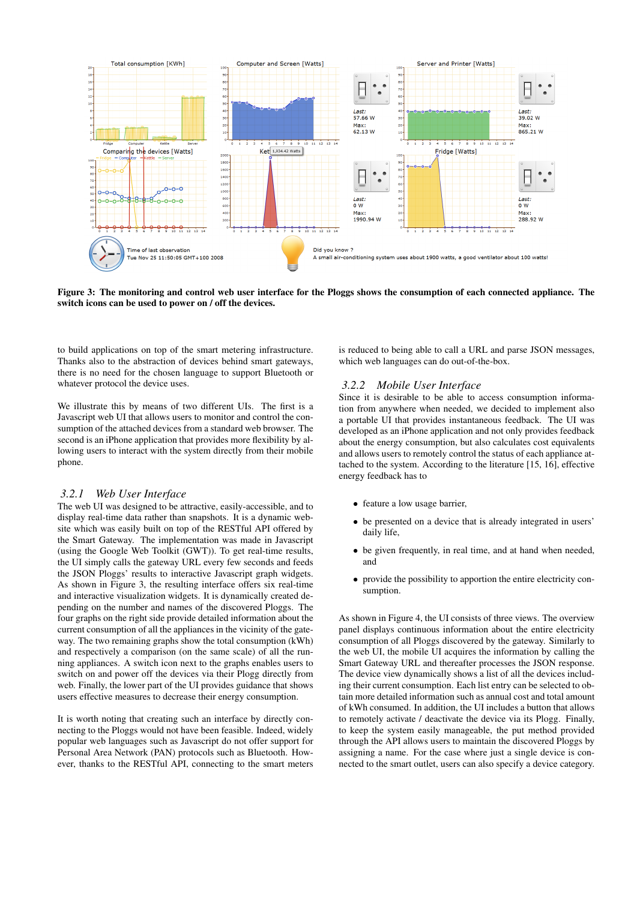**Figure 3: The monitoring and control web user interface for the Ploggs shows the consumption of each connected appliance. The switch icons can be used to power on / off the devices.**

to build applications on top of the smart metering infrastructure. Thanks also to the abstraction of devices behind smart gateways, there is no need for the chosen language to support Bluetooth or whatever protocol the device uses.

We illustrate this by means of two different UIs. The first is a Javascript web UI that allows users to monitor and control the consumption of the attached devices from a standard web browser. The second is an iPhone application that provides more flexibility by allowing users to interact with the system directly from their mobile phone.

### *3.2.1 Web User Interface*

The web UI was designed to be attractive, easily-accessible, and to display real-time data rather than snapshots. It is a dynamic website which was easily built on top of the RESTful API offered by the Smart Gateway. The implementation was made in Javascript (using the Google Web Toolkit (GWT)). To get real-time results, the UI simply calls the gateway URL every few seconds and feeds the JSON Ploggs' results to interactive Javascript graph widgets. As shown in Figure 3, the resulting interface offers six real-time and interactive visualization widgets. It is dynamically created depending on the number and names of the discovered Ploggs. The four graphs on the right side provide detailed information about the current consumption of all the appliances in the vicinity of the gateway. The two remaining graphs show the total consumption (kWh) and respectively a comparison (on the same scale) of all the running appliances. A switch icon next to the graphs enables users to switch on and power off the devices via their Plogg directly from web. Finally, the lower part of the UI provides guidance that shows users effective measures to decrease their energy consumption.

It is worth noting that creating such an interface by directly connecting to the Ploggs would not have been feasible. Indeed, widely popular web languages such as Javascript do not offer support for Personal Area Network (PAN) protocols such as Bluetooth. However, thanks to the RESTful API, connecting to the smart meters is reduced to being able to call a URL and parse JSON messages, which web languages can do out-of-the-box.

### *3.2.2 Mobile User Interface*

Since it is desirable to be able to access consumption information from anywhere when needed, we decided to implement also a portable UI that provides instantaneous feedback. The UI was developed as an iPhone application and not only provides feedback about the energy consumption, but also calculates cost equivalents and allows users to remotely control the status of each appliance attached to the system. According to the literature [15, 16], effective energy feedback has to

- feature a low usage barrier,
- be presented on a device that is already integrated in users' daily life,
- be given frequently, in real time, and at hand when needed, and
- provide the possibility to apportion the entire electricity consumption.

As shown in Figure 4, the UI consists of three views. The overview panel displays continuous information about the entire electricity consumption of all Ploggs discovered by the gateway. Similarly to the web UI, the mobile UI acquires the information by calling the Smart Gateway URL and thereafter processes the JSON response. The device view dynamically shows a list of all the devices including their current consumption. Each list entry can be selected to obtain more detailed information such as annual cost and total amount of kWh consumed. In addition, the UI includes a button that allows to remotely activate / deactivate the device via its Plogg. Finally, to keep the system easily manageable, the put method provided through the API allows users to maintain the discovered Ploggs by assigning a name. For the case where just a single device is connected to the smart outlet, users can also specify a device category.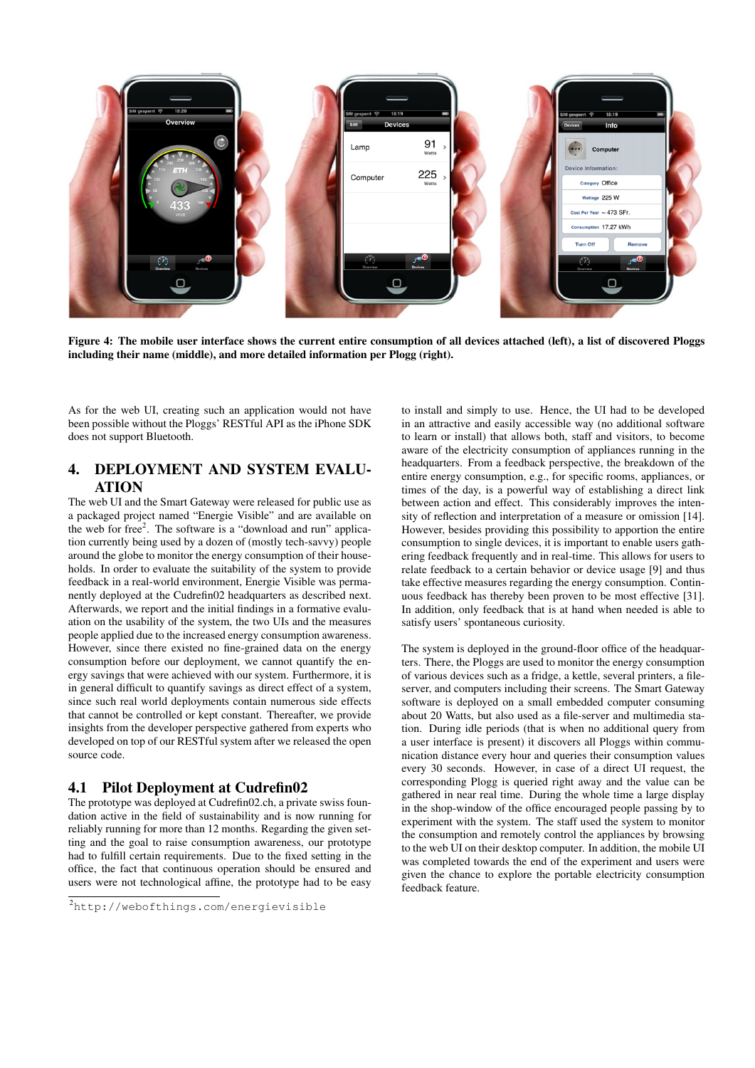Figure 4: The mobile user interface shows the current entire consumption of all devices attached (left), a list of discovered Ploggs including their name (middle), and more detailed information per Plogg (right).

As for the web UI, creating such an application would not have been possible without the Ploggs' RESTful API as the iPhone SDK does not support Bluetooth.

# 4. DEPLOYMENT AND SYSTEM EVALUATION

The web UI and the Smart Gateway were released for public use as a packaged project named "Energie Visible" and are available on the web for free[2]. The software is a "download and run" application currently being used by a dozen of (mostly tech-savvy) people around the globe to monitor the energy consumption of their households. In order to evaluate the suitability of the system to provide feedback in a real-world environment, Energie Visible was permanently deployed at the Cudrefin02 headquarters as described next. Afterwards, we report and the initial findings in a formative evaluation on the usability of the system, the two UIs and the measures people applied due to the increased energy consumption awareness. However, since there existed no fine-grained data on the energy consumption before our deployment, we cannot quantify the energy savings that were achieved with our system. Furthermore, it is in general difficult to quantify savings as direct effect of a system, since such real world deployments contain numerous side effects that cannot be controlled or kept constant. Thereafter, we provide insights from the developer perspective gathered from experts who developed on top of our RESTful system after we released the open source code.

## 4.1 Pilot Deployment at Cudrefin02

The prototype was deployed at Cudrefin02.ch, a private swiss foundation active in the field of sustainability and is now running for reliably running for more than 12 months. Regarding the given setting and the goal to raise consumption awareness, our prototype had to fulfill certain requirements. Due to the fixed setting in the office, the fact that continuous operation should be ensured and users were not technological affine, the prototype had to be easy to install and simply to use. Hence, the UI had to be developed in an attractive and easily accessible way (no additional software to learn or install) that allows both, staff and visitors, to become aware of the electricity consumption of appliances running in the headquarters. From a feedback perspective, the breakdown of the entire energy consumption, e.g., for specific rooms, appliances, or times of the day, is a powerful way of establishing a direct link between action and effect. This considerably improves the intensity of reflection and interpretation of a measure or omission [14]. However, besides providing this possibility to apportion the entire consumption to single devices, it is important to enable users gathering feedback frequently and in real-time. This allows for users to relate feedback to a certain behavior or device usage [9] and thus take effective measures regarding the energy consumption. Continuous feedback has thereby been proven to be most effective [31]. In addition, only feedback that is at hand when needed is able to satisfy users' spontaneous curiosity.

The system is deployed in the ground-floor office of the headquarters. There, the Ploggs are used to monitor the energy consumption of various devices such as a fridge, a kettle, several printers, a file-server, and computers including their screens. The Smart Gateway software is deployed on a small embedded computer consuming about 20 Watts, but also used as a file-server and multimedia station. During idle periods (that is when no additional query from a user interface is present) it discovers all Ploggs within communication distance every hour and queries their consumption values every 30 seconds. However, in case of a direct UI request, the corresponding Plogg is queried right away and the value can be gathered in near real time. During the whole time a large display in the shop-window of the office encouraged people passing by to experiment with the system. The staff used the system to monitor the consumption and remotely control the appliances by browsing to the web UI on their desktop computer. In addition, the mobile UI was completed towards the end of the experiment and users were given the chance to explore the portable electricity consumption feedback feature.

[2] http://webofthings.com/energievisible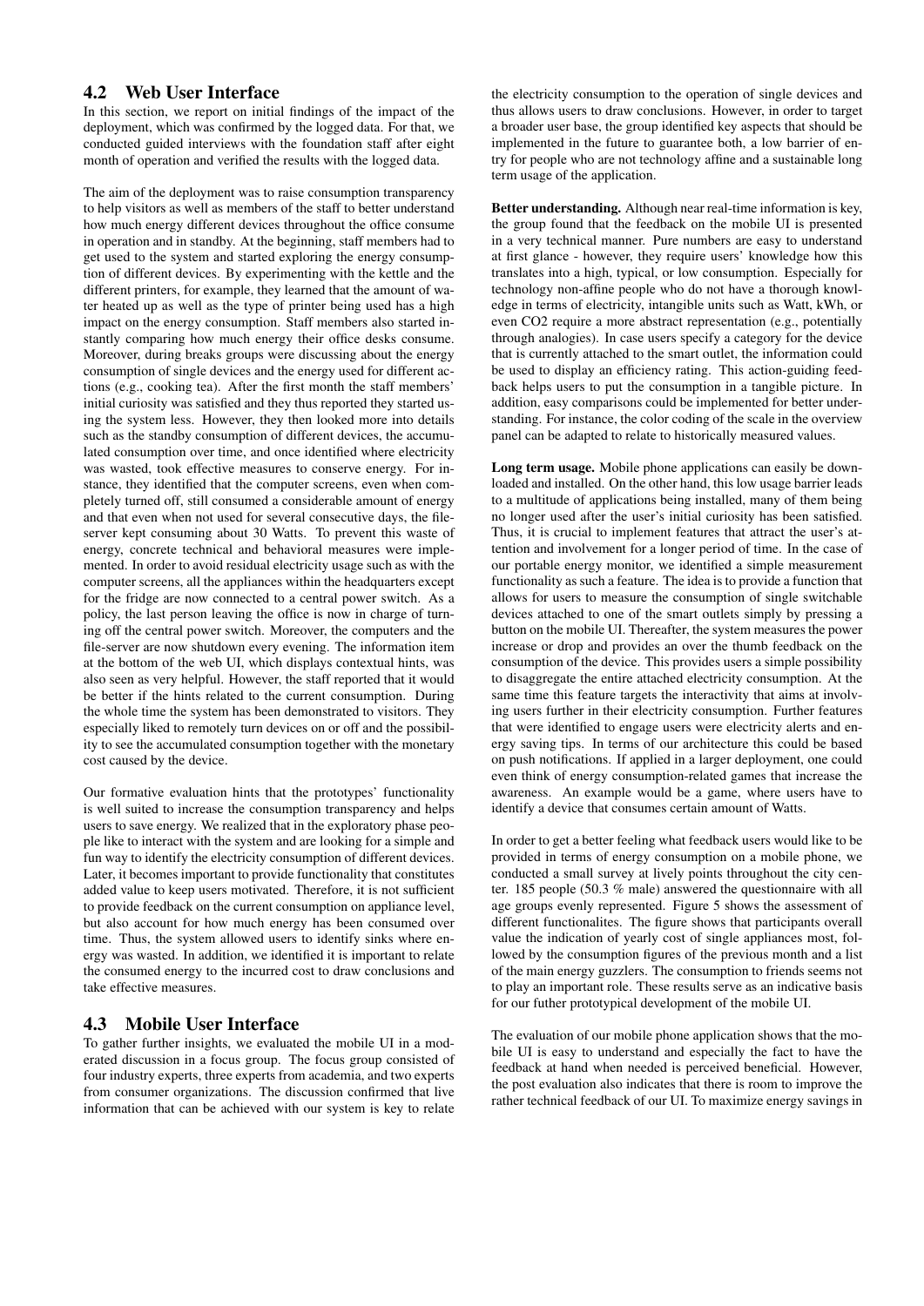## 4.2 Web User Interface

In this section, we report on initial findings of the impact of the deployment, which was confirmed by the logged data. For that, we conducted guided interviews with the foundation staff after eight month of operation and verified the results with the logged data.

The aim of the deployment was to raise consumption transparency to help visitors as well as members of the staff to better understand how much energy different devices throughout the office consume in operation and in standby. At the beginning, staff members had to get used to the system and started exploring the energy consumption of different devices. By experimenting with the kettle and the different printers, for example, they learned that the amount of water heated up as well as the type of printer being used has a high impact on the energy consumption. Staff members also started instantly comparing how much energy their office desks consume. Moreover, during breaks groups were discussing about the energy consumption of single devices and the energy used for different actions (e.g., cooking tea). After the first month the staff members' initial curiosity was satisfied and they thus reported they started using the system less. However, they then looked more into details such as the standby consumption of different devices, the accumulated consumption over time, and once identified where electricity was wasted, took effective measures to conserve energy. For instance, they identified that the computer screens, even when completely turned off, still consumed a considerable amount of energy and that even when not used for several consecutive days, the file-server kept consuming about 30 Watts. To prevent this waste of energy, concrete technical and behavioral measures were implemented. In order to avoid residual electricity usage such as with the computer screens, all the appliances within the headquarters except for the fridge are now connected to a central power switch. As a policy, the last person leaving the office is now in charge of turning off the central power switch. Moreover, the computers and the file-server are now shutdown every evening. The information item at the bottom of the web UI, which displays contextual hints, was also seen as very helpful. However, the staff reported that it would be better if the hints related to the current consumption. During the whole time the system has been demonstrated to visitors. They especially liked to remotely turn devices on or off and the possibility to see the accumulated consumption together with the monetary cost caused by the device.

Our formative evaluation hints that the prototypes' functionality is well suited to increase the consumption transparency and helps users to save energy. We realized that in the exploratory phase people like to interact with the system and are looking for a simple and fun way to identify the electricity consumption of different devices. Later, it becomes important to provide functionality that constitutes added value to keep users motivated. Therefore, it is not sufficient to provide feedback on the current consumption on appliance level, but also account for how much energy has been consumed over time. Thus, the system allowed users to identify sinks where energy was wasted. In addition, we identified it is important to relate the consumed energy to the incurred cost to draw conclusions and take effective measures.

## 4.3 Mobile User Interface

To gather further insights, we evaluated the mobile UI in a moderated discussion in a focus group. The focus group consisted of four industry experts, three experts from academia, and two experts from consumer organizations. The discussion confirmed that live information that can be achieved with our system is key to relate the electricity consumption to the operation of single devices and thus allows users to draw conclusions. However, in order to target a broader user base, the group identified key aspects that should be implemented in the future to guarantee both, a low barrier of entry for people who are not technology affine and a sustainable long term usage of the application.

**Better understanding.** Although near real-time information is key, the group found that the feedback on the mobile UI is presented in a very technical manner. Pure numbers are easy to understand at first glance - however, they require users' knowledge how this translates into a high, typical, or low consumption. Especially for technology non-affine people who do not have a thorough knowledge in terms of electricity, intangible units such as Watt, kWh, or even $CO_2$ require a more abstract representation (e.g., potentially through analogies). In case users specify a category for the device that is currently attached to the smart outlet, the information could be used to display an efficiency rating. This action-guiding feedback helps users to put the consumption in a tangible picture. In addition, easy comparisons could be implemented for better understanding. For instance, the color coding of the scale in the overview panel can be adapted to relate to historically measured values.

**Long term usage.** Mobile phone applications can easily be downloaded and installed. On the other hand, this low usage barrier leads to a multitude of applications being installed, many of them being no longer used after the user's initial curiosity has been satisfied. Thus, it is crucial to implement features that attract the user's attention and involvement for a longer period of time. In the case of our portable energy monitor, we identified a simple measurement functionality as such a feature. The idea is to provide a function that allows for users to measure the consumption of single switchable devices attached to one of the smart outlets simply by pressing a button on the mobile UI. Thereafter, the system measures the power increase or drop and provides an over the thumb feedback on the consumption of the device. This provides users a simple possibility to disaggregate the entire attached electricity consumption. At the same time this feature targets the interactivity that aims at involving users further in their electricity consumption. Further features that were identified to engage users were electricity alerts and energy saving tips. In terms of our architecture this could be based on push notifications. If applied in a larger deployment, one could even think of energy consumption-related games that increase the awareness. An example would be a game, where users have to identify a device that consumes certain amount of Watts.

In order to get a better feeling what feedback users would like to be provided in terms of energy consumption on a mobile phone, we conducted a small survey at lively points throughout the city center. 185 people (50.3 % male) answered the questionnaire with all age groups evenly represented. Figure 5 shows the assessment of different functionalites. The figure shows that participants overall value the indication of yearly cost of single appliances most, followed by the consumption figures of the previous month and a list of the main energy guzzlers. The consumption to friends seems not to play an important role. These results serve as an indicative basis for our futher prototypical development of the mobile UI.

The evaluation of our mobile phone application shows that the mobile UI is easy to understand and especially the fact to have the feedback at hand when needed is perceived beneficial. However, the post evaluation also indicates that there is room to improve the rather technical feedback of our UI. To maximize energy savings in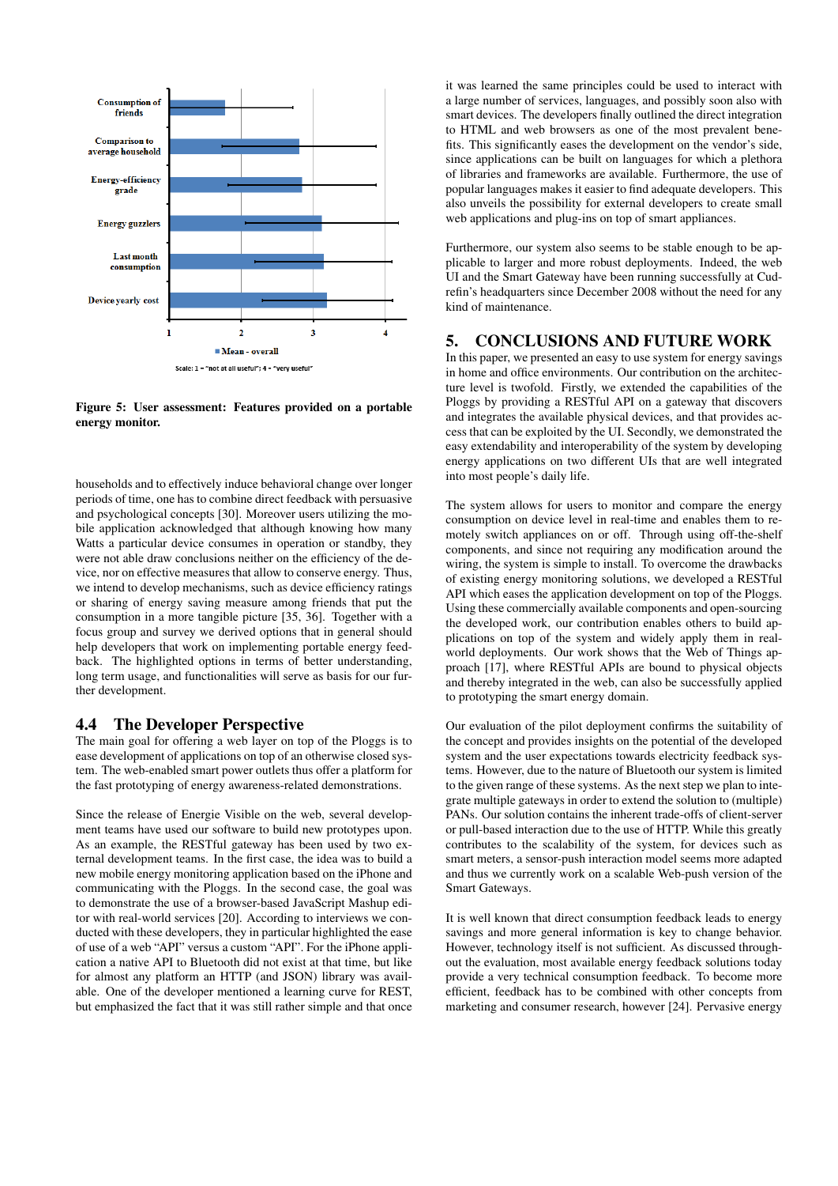Consumption of friends

Comparison to average household

Energy-efficiency grade

Energy guzzlers

Last month consumption

Device yearly cost

1 2 3 4

Mean - overall

Scale: 1 = "not at all useful"; 4 = "very useful"

**Figure 5: User assessment: Features provided on a portable energy monitor.**

households and to effectively induce behavioral change over longer periods of time, one has to combine direct feedback with persuasive and psychological concepts [30]. Moreover users utilizing the mobile application acknowledged that although knowing how many Watts a particular device consumes in operation or standby, they were not able draw conclusions neither on the efficiency of the device, nor on effective measures that allow to conserve energy. Thus, we intend to develop mechanisms, such as device efficiency ratings or sharing of energy saving measure among friends that put the consumption in a more tangible picture [35, 36]. Together with a focus group and survey we derived options that in general should help developers that work on implementing portable energy feedback. The highlighted options in terms of better understanding, long term usage, and functionalities will serve as basis for our further development.

### 4.4 The Developer Perspective

The main goal for offering a web layer on top of the Ploggs is to ease development of applications on top of an otherwise closed system. The web-enabled smart power outlets thus offer a platform for the fast prototyping of energy awareness-related demonstrations.

Since the release of Energie Visible on the web, several development teams have used our software to build new prototypes upon. As an example, the RESTful gateway has been used by two external development teams. In the first case, the idea was to build a new mobile energy monitoring application based on the iPhone and communicating with the Ploggs. In the second case, the goal was to demonstrate the use of a browser-based JavaScript Mashup editor with real-world services [20]. According to interviews we conducted with these developers, they in particular highlighted the ease of use of a web "API" versus a custom "API". For the iPhone application a native API to Bluetooth did not exist at that time, but like for almost any platform an HTTP (and JSON) library was available. One of the developer mentioned a learning curve for REST, but emphasized the fact that it was still rather simple and that once it was learned the same principles could be used to interact with a large number of services, languages, and possibly soon also with smart devices. The developers finally outlined the direct integration to HTML and web browsers as one of the most prevalent benefits. This significantly eases the development on the vendor's side, since applications can be built on languages for which a plethora of libraries and frameworks are available. Furthermore, the use of popular languages makes it easier to find adequate developers. This also unveils the possibility for external developers to create small web applications and plug-ins on top of smart appliances.

Furthermore, our system also seems to be stable enough to be applicable to larger and more robust deployments. Indeed, the web UI and the Smart Gateway have been running successfully at Cudrefin's headquarters since December 2008 without the need for any kind of maintenance.

## 5. CONCLUSIONS AND FUTURE WORK

In this paper, we presented an easy to use system for energy savings in home and office environments. Our contribution on the architecture level is twofold. Firstly, we extended the capabilities of the Ploggs by providing a RESTful API on a gateway that discovers and integrates the available physical devices, and that provides access that can be exploited by the UI. Secondly, we demonstrated the easy extendability and interoperability of the system by developing energy applications on two different UIs that are well integrated into most people's daily life.

The system allows for users to monitor and compare the energy consumption on device level in real-time and enables them to remotely switch appliances on or off. Through using off-the-shelf components, and since not requiring any modification around the wiring, the system is simple to install. To overcome the drawbacks of existing energy monitoring solutions, we developed a RESTful API which eases the application development on top of the Ploggs. Using these commercially available components and open-sourcing the developed work, our contribution enables others to build applications on top of the system and widely apply them in real-world deployments. Our work shows that the Web of Things approach [17], where RESTful APIs are bound to physical objects and thereby integrated in the web, can also be successfully applied to prototyping the smart energy domain.

Our evaluation of the pilot deployment confirms the suitability of the concept and provides insights on the potential of the developed system and the user expectations towards electricity feedback systems. However, due to the nature of Bluetooth our system is limited to the given range of these systems. As the next step we plan to integrate multiple gateways in order to extend the solution to (multiple) PANs. Our solution contains the inherent trade-offs of client-server or pull-based interaction due to the use of HTTP. While this greatly contributes to the scalability of the system, for devices such as smart meters, a sensor-push interaction model seems more adapted and thus we currently work on a scalable Web-push version of the Smart Gateways.

It is well known that direct consumption feedback leads to energy savings and more general information is key to change behavior. However, technology itself is not sufficient. As discussed throughout the evaluation, most available energy feedback solutions today provide a very technical consumption feedback. To become more efficient, feedback has to be combined with other concepts from marketing and consumer research, however [24]. Pervasive energy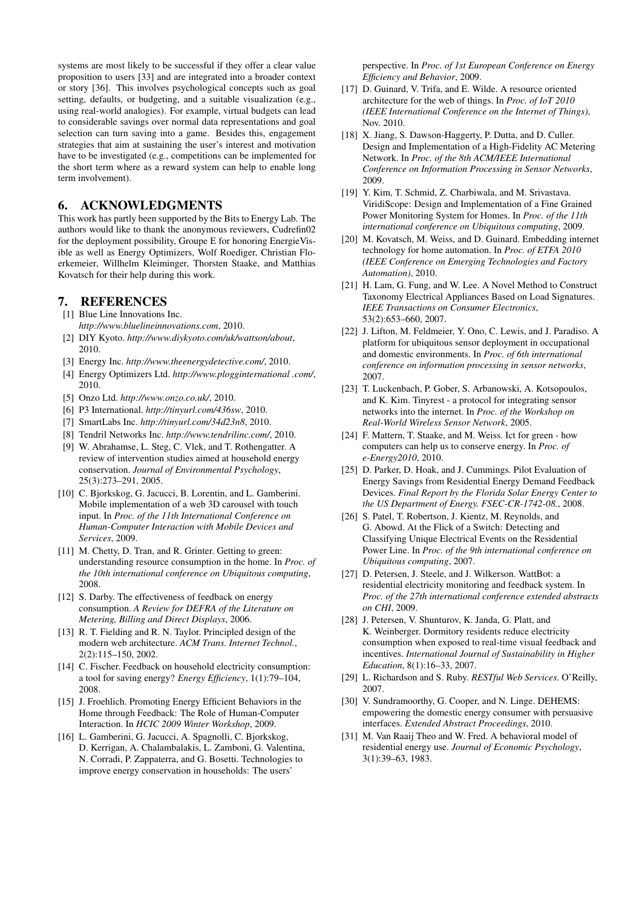systems are most likely to be successful if they offer a clear value proposition to users [33] and are integrated into a broader context or story [36]. This involves psychological concepts such as goal setting, defaults, or budgeting, and a suitable visualization (e.g., using real-world analogies). For example, virtual budgets can lead to considerable savings over normal data representations and goal selection can turn saving into a game. Besides this, engagement strategies that aim at sustaining the user's interest and motivation have to be investigated (e.g., competitions can be implemented for the short term where as a reward system can help to enable long term involvement).

## 6. ACKNOWLEDGMENTS

This work has partly been supported by the Bits to Energy Lab. The authors would like to thank the anonymous reviewers, Cudrefin02 for the deployment possibility, Groupe E for honoring EnergieVisible as well as Energy Optimizers, Wolf Roediger, Christian Floerkemeier, Willhelm Kleiminger, Thorsten Staake, and Matthias Kovatsch for their help during this work.

## 7. REFERENCES

[1] Blue Line Innovations Inc. *http://www.bluelineinnovations.com*, 2010.

[2] DIY Kyoto. *http://www.diykyoto.com/uk/wattson/about*, 2010.

[3] Energy Inc. *http://www.theenergydetective.com/*, 2010.

[4] Energy Optimizers Ltd. *http://www.plogginternational .com/*, 2010.

[5] Onzo Ltd. *http://www.onzo.co.uk/*, 2010.

[6] P3 International. *http://tinyurl.com/436sw*, 2010.

[7] SmartLabs Inc. *http://tinyurl.com/34d23n8*, 2010.

[8] Tendril Networks Inc. *http://www.tendrilinc.com/*, 2010.

[9] W. Abrahamse, L. Steg, C. Vlek, and T. Rothengatter. A review of intervention studies aimed at household energy conservation. *Journal of Environmental Psychology*, 25(3):273–291, 2005.

[10] C. Bjorkskog, G. Jacucci, B. Lorentin, and L. Gamberini. Mobile implementation of a web 3D carousel with touch input. In *Proc. of the 11th International Conference on Human-Computer Interaction with Mobile Devices and Services*, 2009.

[11] M. Chetty, D. Tran, and R. Grinter. Getting to green: understanding resource consumption in the home. In *Proc. of the 10th international conference on Ubiquitous computing*, 2008.

[12] S. Darby. The effectiveness of feedback on energy consumption. *A Review for DEFRA of the Literature on Metering, Billing and Direct Displays*, 2006.

[13] R. T. Fielding and R. N. Taylor. Principled design of the modern web architecture. *ACM Trans. Internet Technol.*, 2(2):115–150, 2002.

[14] C. Fischer. Feedback on household electricity consumption: a tool for saving energy? *Energy Efficiency*, 1(1):79–104, 2008.

[15] J. Froehlich. Promoting Energy Efficient Behaviors in the Home through Feedback: The Role of Human-Computer Interaction. In *HCIC 2009 Winter Workshop*, 2009.

[16] L. Gamberini, G. Jacucci, A. Spagnolli, C. Bjorkskog, D. Kerrigan, A. Chalambalakis, L. Zamboni, G. Valentina, N. Corradi, P. Zappaterra, and G. Bosetti. Technologies to improve energy conservation in households: The users' perspective. In *Proc. of 1st European Conference on Energy Efficiency and Behavior*, 2009.

[17] D. Guinard, V. Trifa, and E. Wilde. A resource oriented architecture for the web of things. In *Proc. of IoT 2010 (IEEE International Conference on the Internet of Things)*, Nov. 2010.

[18] X. Jiang, S. Dawson-Haggerty, P. Dutta, and D. Culler. Design and Implementation of a High-Fidelity AC Metering Network. In *Proc. of the 8th ACM/IEEE International Conference on Information Processing in Sensor Networks*, 2009.

[19] Y. Kim, T. Schmid, Z. Charbiwala, and M. Srivastava. ViridiScope: Design and Implementation of a Fine Grained Power Monitoring System for Homes. In *Proc. of the 11th international conference on Ubiquitous computing*, 2009.

[20] M. Kovatsch, M. Weiss, and D. Guinard. Embedding internet technology for home automation. In *Proc. of ETFA 2010 (IEEE Conference on Emerging Technologies and Factory Automation)*, 2010.

[21] H. Lam, G. Fung, and W. Lee. A Novel Method to Construct Taxonomy Electrical Appliances Based on Load Signatures. *IEEE Transactions on Consumer Electronics*, 53(2):653–660, 2007.

[22] J. Lifton, M. Feldmeier, Y. Ono, C. Lewis, and J. Paradiso. A platform for ubiquitous sensor deployment in occupational and domestic environments. In *Proc. of 6th international conference on information processing in sensor networks*, 2007.

[23] T. Luckenbach, P. Gober, S. Arbanowski, A. Kotsopoulos, and K. Kim. Tinyrest - a protocol for integrating sensor networks into the internet. In *Proc. of the Workshop on Real-World Wireless Sensor Network*, 2005.

[24] F. Mattern, T. Staake, and M. Weiss. Ict for green - how computers can help us to conserve energy. In *Proc. of e-Energy2010*, 2010.

[25] D. Parker, D. Hoak, and J. Cummings. Pilot Evaluation of Energy Savings from Residential Energy Demand Feedback Devices. *Final Report by the Florida Solar Energy Center to the US Department of Energy. FSEC-CR-1742-08.*, 2008.

[26] S. Patel, T. Robertson, J. Kientz, M. Reynolds, and G. Abowd. At the Flick of a Switch: Detecting and Classifying Unique Electrical Events on the Residential Power Line. In *Proc. of the 9th international conference on Ubiquitous computing*, 2007.

[27] D. Petersen, J. Steele, and J. Wilkerson. WattBot: a residential electricity monitoring and feedback system. In *Proc. of the 27th international conference extended abstracts on CHI*, 2009.

[28] J. Petersen, V. Shunturov, K. Janda, G. Platt, and K. Weinberger. Dormitory residents reduce electricity consumption when exposed to real-time visual feedback and incentives. *International Journal of Sustainability in Higher Education*, 8(1):16–33, 2007.

[29] L. Richardson and S. Ruby. *RESTful Web Services*. O'Reilly, 2007.

[30] V. Sundramoorthy, G. Cooper, and N. Linge. DEHEMS: empowering the domestic energy consumer with persuasive interfaces. *Extended Abstract Proceedings*, 2010.

[31] M. Van Raaij Theo and W. Fred. A behavioral model of residential energy use. *Journal of Economic Psychology*, 3(1):39–63, 1983.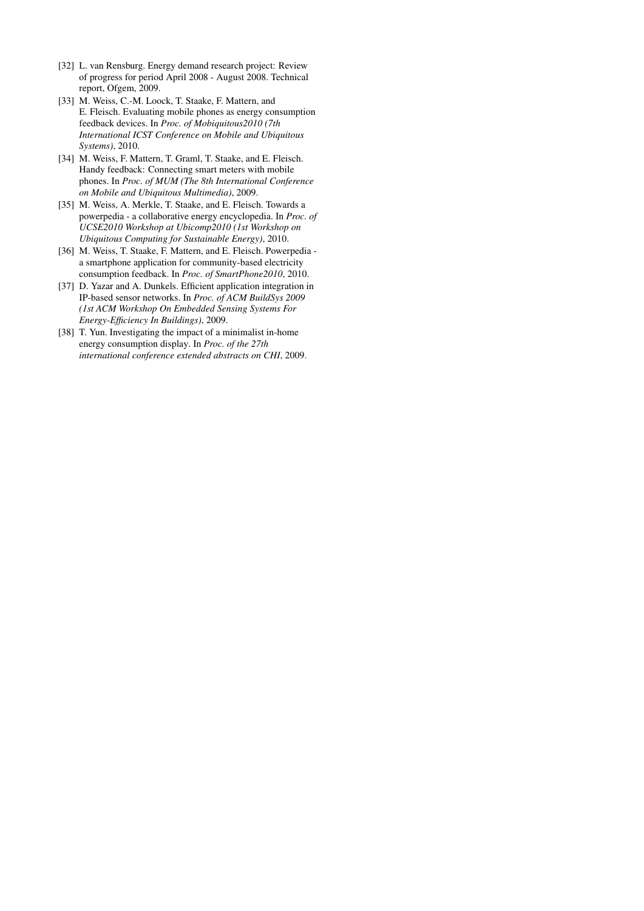[32] L. van Rensburg. Energy demand research project: Review of progress for period April 2008 - August 2008. Technical report, Ofgem, 2009.

[33] M. Weiss, C.-M. Loock, T. Staake, F. Mattern, and E. Fleisch. Evaluating mobile phones as energy consumption feedback devices. In *Proc. of Mobiquitous2010 (7th International ICST Conference on Mobile and Ubiquitous Systems)*, 2010.

[34] M. Weiss, F. Mattern, T. Graml, T. Staake, and E. Fleisch. Handy feedback: Connecting smart meters with mobile phones. In *Proc. of MUM (The 8th International Conference on Mobile and Ubiquitous Multimedia)*, 2009.

[35] M. Weiss, A. Merkle, T. Staake, and E. Fleisch. Towards a powerpedia - a collaborative energy encyclopedia. In *Proc. of UCSE2010 Workshop at Ubicomp2010 (1st Workshop on Ubiquitous Computing for Sustainable Energy)*, 2010.

[36] M. Weiss, T. Staake, F. Mattern, and E. Fleisch. Powerpedia - a smartphone application for community-based electricity consumption feedback. In *Proc. of SmartPhone2010*, 2010.

[37] D. Yazar and A. Dunkels. Efficient application integration in IP-based sensor networks. In *Proc. of ACM BuildSys 2009 (1st ACM Workshop On Embedded Sensing Systems For Energy-Efficiency In Buildings)*, 2009.

[38] T. Yun. Investigating the impact of a minimalist in-home energy consumption display. In *Proc. of the 27th international conference extended abstracts on CHI*, 2009.